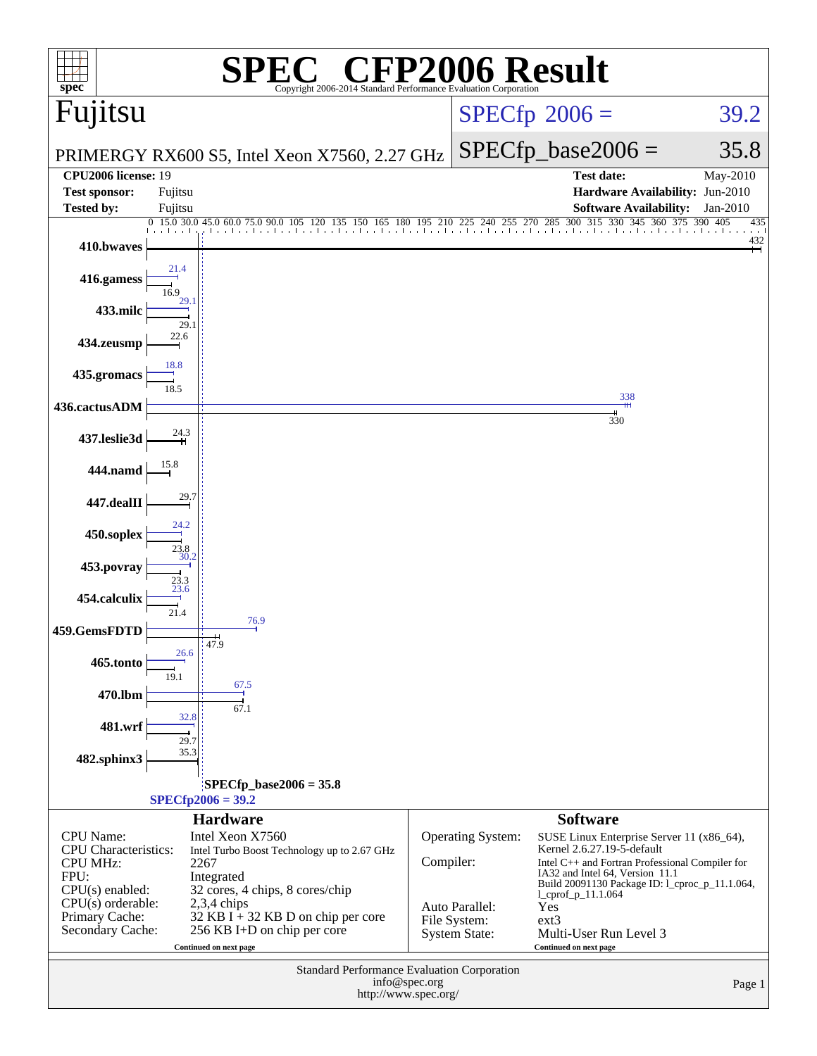# SPEC CFP2006 Result

Copyright 2006-2014 Standard Performance Evaluation Corporation

## Fujitsu

PRIMERGY RX600 S5, Intel Xeon X7560, 2.27 GHz

SPECfp 2006 = 39.2

SPECfp_base2006 = 35.8

| | | | |
|---|---|---|---|
| **CPU2006 license:** | 19 | **Test date:** | May-2010 |
| **Test sponsor:** | Fujitsu | **Hardware Availability:** | Jun-2010 |
| **Tested by:** | Fujitsu | **Software Availability:** | Jan-2010 |

0 15.0 30.0 45.0 60.0 75.0 90.0 105 120 135 150 165 180 195 210 225 240 255 270 285 300 315 330 345 360 375 390 405 435

410.bwaves 432

416.gamess 21.4 16.9

433.milc 29.1 29.1

434.zeusmp 22.6

435.gromacs 18.8 18.5

436.cactusADM 338 330

437.leslie3d 24.3

444.namd 15.8

447.dealII 29.7

450.soplex 24.2 23.8

453.povray 30.2 23.3

454.calculix 23.6 21.4

459.GemsFDTD 76.9 47.9

465.tonto 26.6 19.1

470.lbm 67.5 67.1

481.wrf 32.8 29.7

482.sphinx3 35.3

SPECfp_base2006 = 35.8

SPECfp2006 = 39.2

### Hardware

| | |
|---|---|
| CPU Name: | Intel Xeon X7560 |
| CPU Characteristics: | Intel Turbo Boost Technology up to 2.67 GHz |
| CPU MHz: | 2267 |
| FPU: | Integrated |
| CPU(s) enabled: | 32 cores, 4 chips, 8 cores/chip |
| CPU(s) orderable: | 2,3,4 chips |
| Primary Cache: | 32 KB I + 32 KB D on chip per core |
| Secondary Cache: | 256 KB I+D on chip per core |

Continued on next page

### Software

| | |
|---|---|
| Operating System: | SUSE Linux Enterprise Server 11 (x86_64), Kernel 2.6.27.19-5-default |
| Compiler: | Intel C++ and Fortran Professional Compiler for IA32 and Intel 64, Version 11.1 Build 20091130 Package ID: l_cproc_p_11.1.064, l_cprof_p_11.1.064 |
| Auto Parallel: | Yes |
| File System: | ext3 |
| System State: | Multi-User Run Level 3 |

Continued on next page

Standard Performance Evaluation Corporation
info@spec.org
http://www.spec.org/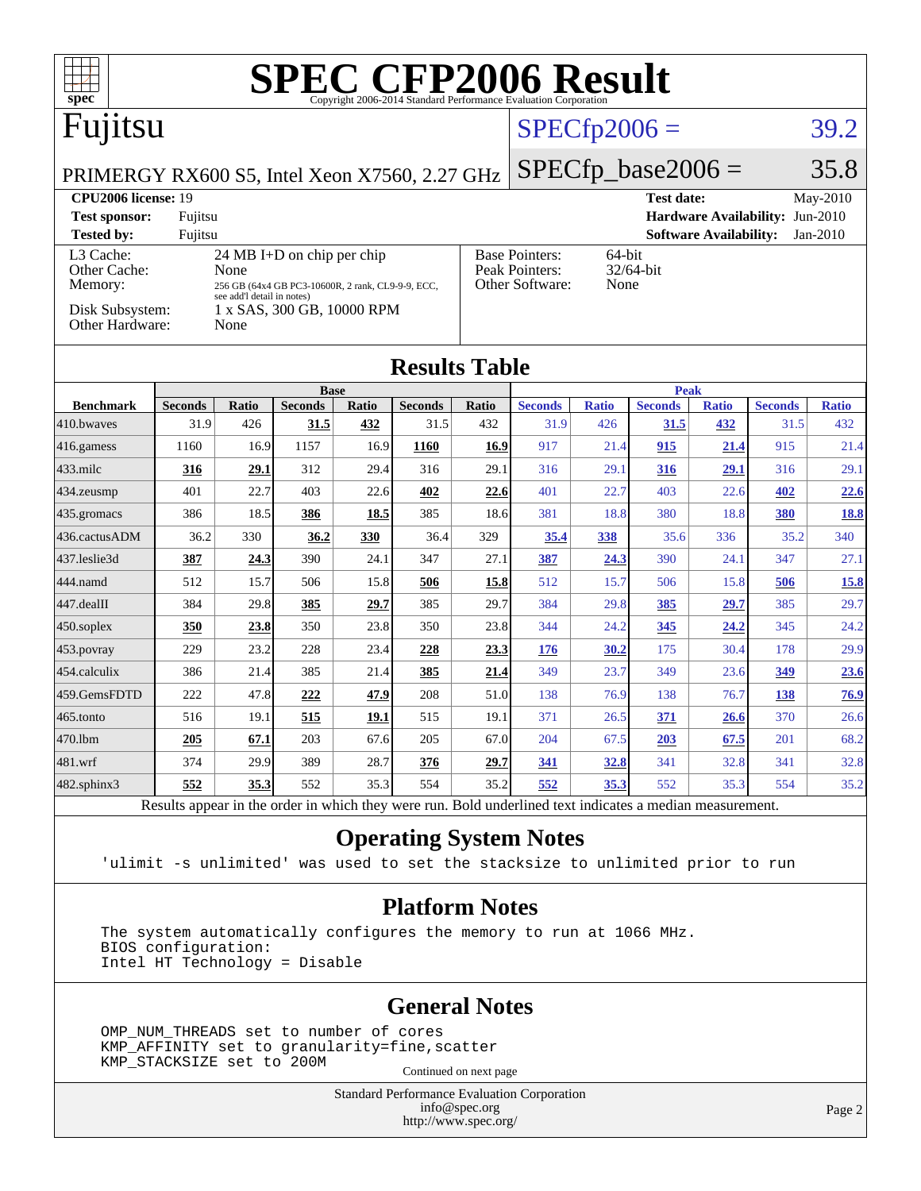# SPEC CFP2006 Result

Copyright 2006-2014 Standard Performance Evaluation Corporation

## Fujitsu

PRIMERGY RX600 S5, Intel Xeon X7560, 2.27 GHz

SPECfp2006 = 39.2

SPECfp_base2006 = 35.8

| | | | |
|---|---|---|---|
| **CPU2006 license:** 19 | | **Test date:** | May-2010 |
| **Test sponsor:** | Fujitsu | **Hardware Availability:** | Jun-2010 |
| **Tested by:** | Fujitsu | **Software Availability:** | Jan-2010 |

| | |
|---|---|
| L3 Cache: | 24 MB I+D on chip per chip |
| Other Cache: | None |
| Memory: | 256 GB (64x4 GB PC3-10600R, 2 rank, CL9-9-9, ECC, see add'l detail in notes) |
| Disk Subsystem: | 1 x SAS, 300 GB, 10000 RPM |
| Other Hardware: | None |

| | |
|---|---|
| Base Pointers: | 64-bit |
| Peak Pointers: | 32/64-bit |
| Other Software: | None |

## Results Table

| | Base | | | | | | Peak | | | | | |
|---|---|---|---|---|---|---|---|---|---|---|---|---|
| **Benchmark** | **Seconds** | **Ratio** | **Seconds** | **Ratio** | **Seconds** | **Ratio** | **Seconds** | **Ratio** | **Seconds** | **Ratio** | **Seconds** | **Ratio** |
| 410.bwaves | 31.9 | 426 | **31.5** | **432** | 31.5 | 432 | 31.9 | 426 | **31.5** | **432** | 31.5 | 432 |
| 416.gamess | 1160 | 16.9 | 1157 | 16.9 | **1160** | **16.9** | 917 | 21.4 | **915** | **21.4** | 915 | 21.4 |
| 433.milc | **316** | **29.1** | 312 | 29.4 | 316 | 29.1 | 316 | 29.1 | **316** | **29.1** | 316 | 29.1 |
| 434.zeusmp | 401 | 22.7 | 403 | 22.6 | **402** | **22.6** | 401 | 22.7 | 403 | 22.6 | **402** | **22.6** |
| 435.gromacs | 386 | 18.5 | **386** | **18.5** | 385 | 18.6 | 381 | 18.8 | 380 | 18.8 | **380** | **18.8** |
| 436.cactusADM | 36.2 | 330 | **36.2** | **330** | 36.4 | 329 | **35.4** | **338** | 35.6 | 336 | 35.2 | 340 |
| 437.leslie3d | **387** | **24.3** | 390 | 24.1 | 347 | 27.1 | **387** | **24.3** | 390 | 24.1 | 347 | 27.1 |
| 444.namd | 512 | 15.7 | 506 | 15.8 | **506** | **15.8** | 512 | 15.7 | 506 | 15.8 | **506** | **15.8** |
| 447.dealII | 384 | 29.8 | **385** | **29.7** | 385 | 29.7 | 384 | 29.8 | **385** | **29.7** | 385 | 29.7 |
| 450.soplex | **350** | **23.8** | 350 | 23.8 | 350 | 23.8 | 344 | 24.2 | **345** | **24.2** | 345 | 24.2 |
| 453.povray | 229 | 23.2 | 228 | 23.4 | **228** | **23.3** | **176** | **30.2** | 175 | 30.4 | 178 | 29.9 |
| 454.calculix | 386 | 21.4 | 385 | 21.4 | **385** | **21.4** | 349 | 23.7 | 349 | 23.6 | **349** | **23.6** |
| 459.GemsFDTD | 222 | 47.8 | **222** | **47.9** | 208 | 51.0 | 138 | 76.9 | 138 | 76.7 | **138** | **76.9** |
| 465.tonto | 516 | 19.1 | **515** | **19.1** | 515 | 19.1 | 371 | 26.5 | **371** | **26.6** | 370 | 26.6 |
| 470.lbm | **205** | **67.1** | 203 | 67.6 | 205 | 67.0 | 204 | 67.5 | **203** | **67.5** | 201 | 68.2 |
| 481.wrf | 374 | 29.9 | 389 | 28.7 | **376** | **29.7** | **341** | **32.8** | 341 | 32.8 | 341 | 32.8 |
| 482.sphinx3 | **552** | **35.3** | 552 | 35.3 | 554 | 35.2 | **552** | **35.3** | 552 | 35.3 | 554 | 35.2 |

Results appear in the order in which they were run. Bold underlined text indicates a median measurement.

## Operating System Notes

```
'ulimit -s unlimited' was used to set the stacksize to unlimited prior to run
```

## Platform Notes

```
The system automatically configures the memory to run at 1066 MHz.
BIOS configuration:
Intel HT Technology = Disable
```

## General Notes

```
OMP_NUM_THREADS set to number of cores
KMP_AFFINITY set to granularity=fine,scatter
KMP_STACKSIZE set to 200M
```

Continued on next page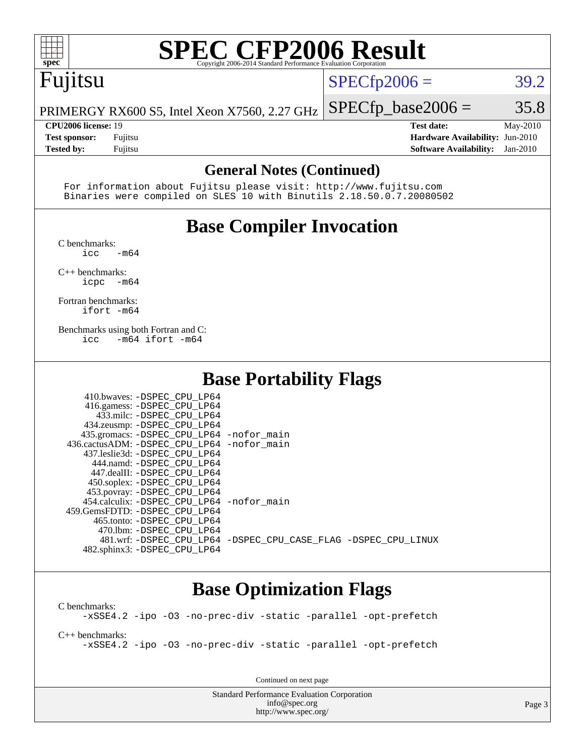# SPEC CFP2006 Result

Copyright 2006-2014 Standard Performance Evaluation Corporation

**Fujitsu**

PRIMERGY RX600 S5, Intel Xeon X7560, 2.27 GHz

SPECfp2006 = 39.2

SPECfp_base2006 = 35.8

| | | | |
|---|---|---|---|
| **CPU2006 license:** 19 | | **Test date:** | May-2010 |
| **Test sponsor:** | Fujitsu | **Hardware Availability:** | Jun-2010 |
| **Tested by:** | Fujitsu | **Software Availability:** | Jan-2010 |

## General Notes (Continued)

```
For information about Fujitsu please visit: http://www.fujitsu.com
Binaries were compiled on SLES 10 with Binutils 2.18.50.0.7.20080502
```

## Base Compiler Invocation

C benchmarks:
```
icc   -m64
```

C++ benchmarks:
```
icpc  -m64
```

Fortran benchmarks:
```
ifort -m64
```

Benchmarks using both Fortran and C:
```
icc   -m64 ifort -m64
```

## Base Portability Flags

```
    410.bwaves: -DSPEC_CPU_LP64
    416.gamess: -DSPEC_CPU_LP64
      433.milc: -DSPEC_CPU_LP64
    434.zeusmp: -DSPEC_CPU_LP64
   435.gromacs: -DSPEC_CPU_LP64 -nofor_main
436.cactusADM: -DSPEC_CPU_LP64 -nofor_main
   437.leslie3d: -DSPEC_CPU_LP64
     444.namd: -DSPEC_CPU_LP64
    447.dealII: -DSPEC_CPU_LP64
    450.soplex: -DSPEC_CPU_LP64
    453.povray: -DSPEC_CPU_LP64
  454.calculix: -DSPEC_CPU_LP64 -nofor_main
 459.GemsFDTD: -DSPEC_CPU_LP64
     465.tonto: -DSPEC_CPU_LP64
       470.lbm: -DSPEC_CPU_LP64
       481.wrf: -DSPEC_CPU_LP64 -DSPEC_CPU_CASE_FLAG -DSPEC_CPU_LINUX
   482.sphinx3: -DSPEC_CPU_LP64
```

## Base Optimization Flags

C benchmarks:
```
-xSSE4.2 -ipo -O3 -no-prec-div -static -parallel -opt-prefetch
```

C++ benchmarks:
```
-xSSE4.2 -ipo -O3 -no-prec-div -static -parallel -opt-prefetch
```

Continued on next page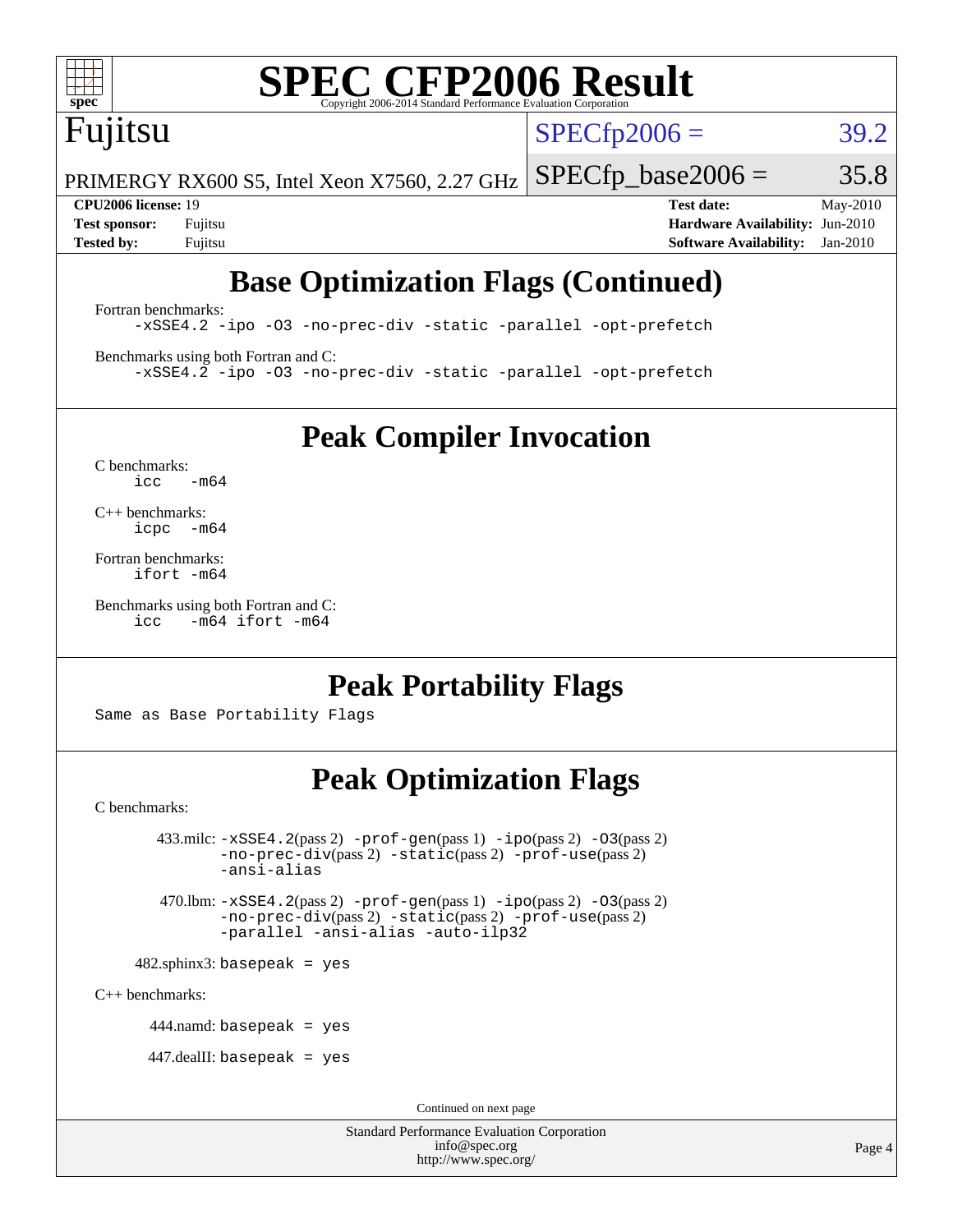## Base Optimization Flags (Continued)

Fortran benchmarks:

```
-xSSE4.2 -ipo -O3 -no-prec-div -static -parallel -opt-prefetch
```

Benchmarks using both Fortran and C:

```
-xSSE4.2 -ipo -O3 -no-prec-div -static -parallel -opt-prefetch
```

## Peak Compiler Invocation

C benchmarks:

```
icc   -m64
```

C++ benchmarks:

```
icpc  -m64
```

Fortran benchmarks:

```
ifort -m64
```

Benchmarks using both Fortran and C:

```
icc   -m64 ifort -m64
```

## Peak Portability Flags

Same as Base Portability Flags

## Peak Optimization Flags

C benchmarks:

433.milc: -xSSE4.2(pass 2) -prof-gen(pass 1) -ipo(pass 2) -O3(pass 2) -no-prec-div(pass 2) -static(pass 2) -prof-use(pass 2) -ansi-alias

470.lbm: -xSSE4.2(pass 2) -prof-gen(pass 1) -ipo(pass 2) -O3(pass 2) -no-prec-div(pass 2) -static(pass 2) -prof-use(pass 2) -parallel -ansi-alias -auto-ilp32

482.sphinx3: basepeak = yes

C++ benchmarks:

444.namd: basepeak = yes

447.dealII: basepeak = yes

Continued on next page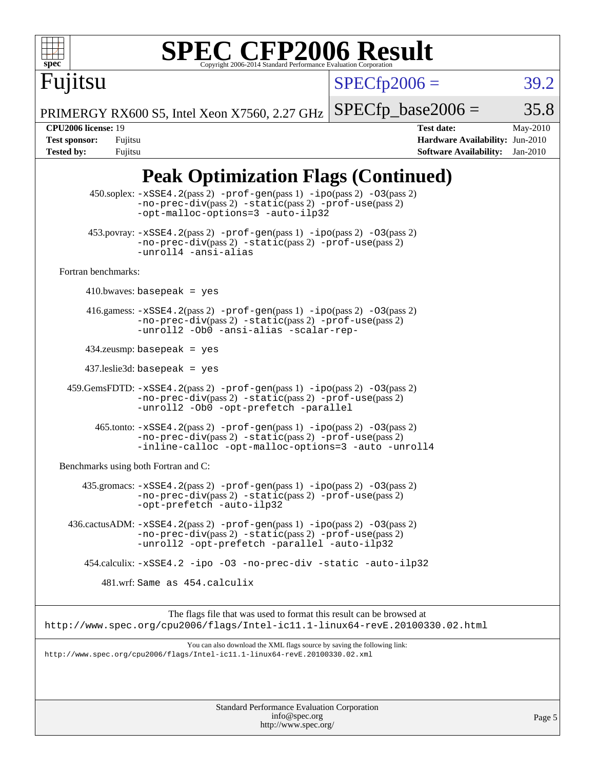# SPEC CFP2006 Result

Copyright 2006-2014 Standard Performance Evaluation Corporation

**Fujitsu**

PRIMERGY RX600 S5, Intel Xeon X7560, 2.27 GHz

SPECfp2006 = 39.2

SPECfp_base2006 = 35.8

**CPU2006 license:** 19
**Test sponsor:** Fujitsu
**Tested by:** Fujitsu

**Test date:** May-2010
**Hardware Availability:** Jun-2010
**Software Availability:** Jan-2010

## Peak Optimization Flags (Continued)

450.soplex: -xSSE4.2(pass 2) -prof-gen(pass 1) -ipo(pass 2) -O3(pass 2) -no-prec-div(pass 2) -static(pass 2) -prof-use(pass 2) -opt-malloc-options=3 -auto-ilp32

453.povray: -xSSE4.2(pass 2) -prof-gen(pass 1) -ipo(pass 2) -O3(pass 2) -no-prec-div(pass 2) -static(pass 2) -prof-use(pass 2) -unroll4 -ansi-alias

Fortran benchmarks:

410.bwaves: basepeak = yes

416.gamess: -xSSE4.2(pass 2) -prof-gen(pass 1) -ipo(pass 2) -O3(pass 2) -no-prec-div(pass 2) -static(pass 2) -prof-use(pass 2) -unroll2 -Ob0 -ansi-alias -scalar-rep-

434.zeusmp: basepeak = yes

437.leslie3d: basepeak = yes

459.GemsFDTD: -xSSE4.2(pass 2) -prof-gen(pass 1) -ipo(pass 2) -O3(pass 2) -no-prec-div(pass 2) -static(pass 2) -prof-use(pass 2) -unroll2 -Ob0 -opt-prefetch -parallel

465.tonto: -xSSE4.2(pass 2) -prof-gen(pass 1) -ipo(pass 2) -O3(pass 2) -no-prec-div(pass 2) -static(pass 2) -prof-use(pass 2) -inline-calloc -opt-malloc-options=3 -auto -unroll4

Benchmarks using both Fortran and C:

435.gromacs: -xSSE4.2(pass 2) -prof-gen(pass 1) -ipo(pass 2) -O3(pass 2) -no-prec-div(pass 2) -static(pass 2) -prof-use(pass 2) -opt-prefetch -auto-ilp32

436.cactusADM: -xSSE4.2(pass 2) -prof-gen(pass 1) -ipo(pass 2) -O3(pass 2) -no-prec-div(pass 2) -static(pass 2) -prof-use(pass 2) -unroll2 -opt-prefetch -parallel -auto-ilp32

454.calculix: -xSSE4.2 -ipo -O3 -no-prec-div -static -auto-ilp32

481.wrf: Same as 454.calculix

The flags file that was used to format this result can be browsed at
http://www.spec.org/cpu2006/flags/Intel-ic11.1-linux64-revE.20100330.02.html

You can also download the XML flags source by saving the following link:
http://www.spec.org/cpu2006/flags/Intel-ic11.1-linux64-revE.20100330.02.xml

Standard Performance Evaluation Corporation
info@spec.org
http://www.spec.org/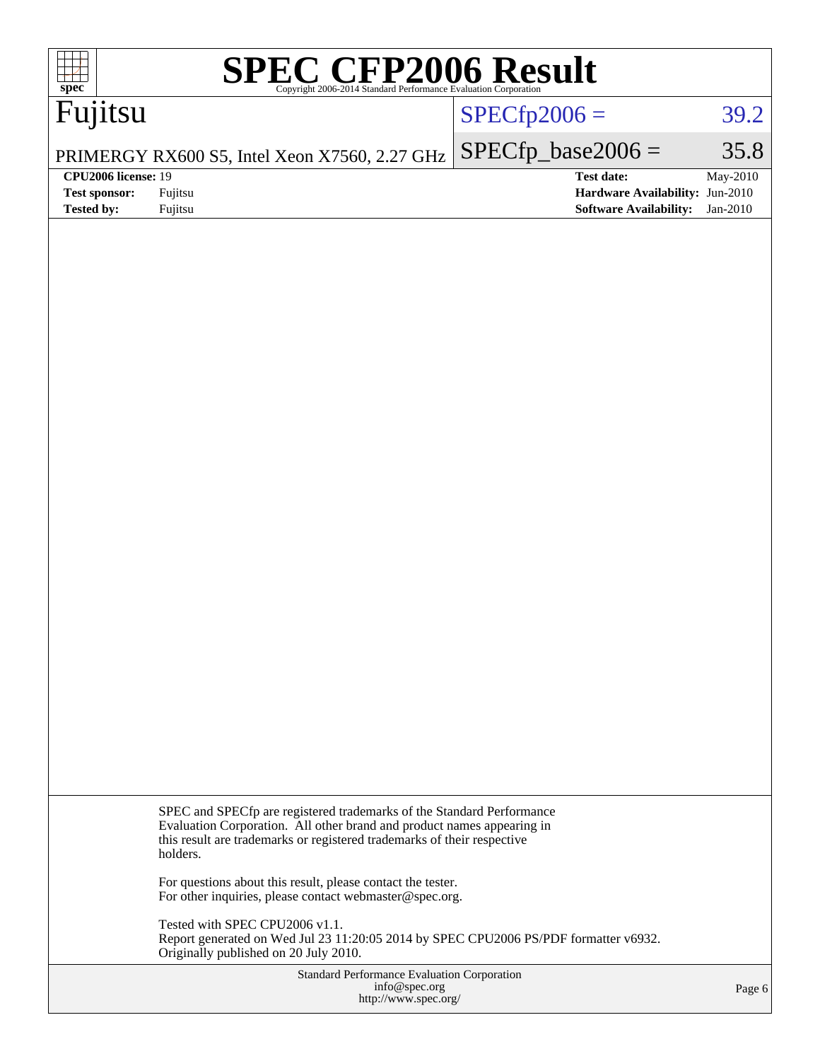SPEC and SPECfp are registered trademarks of the Standard Performance Evaluation Corporation. All other brand and product names appearing in this result are trademarks or registered trademarks of their respective holders.

For questions about this result, please contact the tester.
For other inquiries, please contact webmaster@spec.org.

Tested with SPEC CPU2006 v1.1.
Report generated on Wed Jul 23 11:20:05 2014 by SPEC CPU2006 PS/PDF formatter v6932.
Originally published on 20 July 2010.